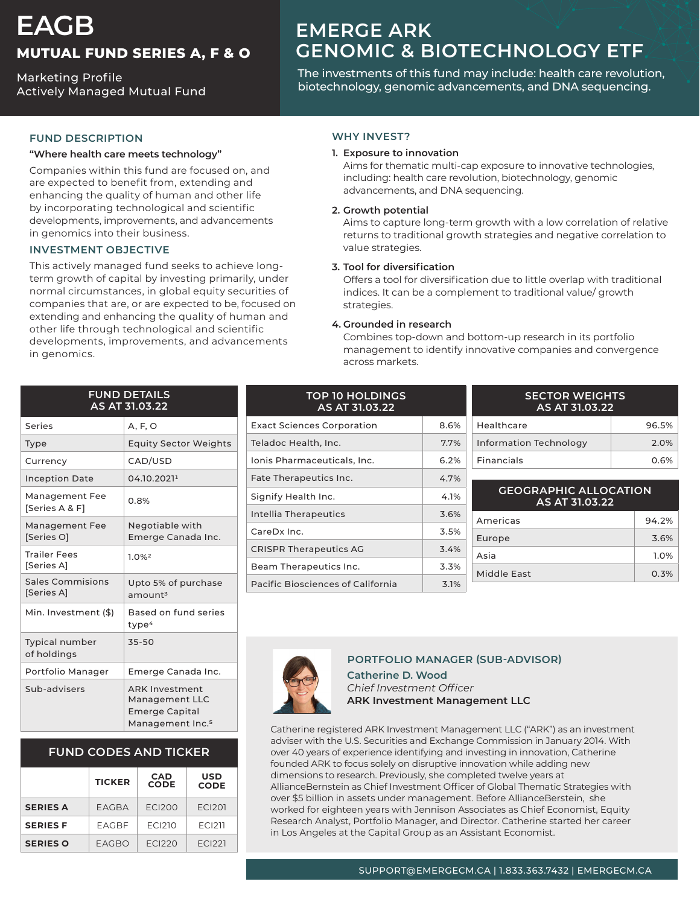# EAGB

## MUTUAL FUND SERIES A, F & O

Marketing Profile
Actively Managed Mutual Fund

# EMERGE ARK GENOMIC & BIOTECHNOLOGY ETF

The investments of this fund may include: health care revolution, biotechnology, genomic advancements, and DNA sequencing.

## FUND DESCRIPTION

**"Where health care meets technology"**

Companies within this fund are focused on, and are expected to benefit from, extending and enhancing the quality of human and other life by incorporating technological and scientific developments, improvements, and advancements in genomics into their business.

## INVESTMENT OBJECTIVE

This actively managed fund seeks to achieve long-term growth of capital by investing primarily, under normal circumstances, in global equity securities of companies that are, or are expected to be, focused on extending and enhancing the quality of human and other life through technological and scientific developments, improvements, and advancements in genomics.

## WHY INVEST?

1. **Exposure to innovation**
   Aims for thematic multi-cap exposure to innovative technologies, including: health care revolution, biotechnology, genomic advancements, and DNA sequencing.
2. **Growth potential**
   Aims to capture long-term growth with a low correlation of relative returns to traditional growth strategies and negative correlation to value strategies.
3. **Tool for diversification**
   Offers a tool for diversification due to little overlap with traditional indices. It can be a complement to traditional value/ growth strategies.
4. **Grounded in research**
   Combines top-down and bottom-up research in its portfolio management to identify innovative companies and convergence across markets.

| FUND DETAILS AS AT 31.03.22 | |
|---|---|
| Series | A, F, O |
| Type | Equity Sector Weights |
| Currency | CAD/USD |
| Inception Date | 04.10.2021[1] |
| Management Fee [Series A & F] | 0.8% |
| Management Fee [Series O] | Negotiable with Emerge Canada Inc. |
| Trailer Fees [Series A] | 1.0%[2] |
| Sales Commissions [Series A] | Upto 5% of purchase amount[3] |
| Min. Investment ($) | Based on fund series type[4] |
| Typical number of holdings | 35-50 |
| Portfolio Manager | Emerge Canada Inc. |
| Sub-advisers | ARK Investment Management LLC Emerge Capital Management Inc.[5] |

| TOP 10 HOLDINGS AS AT 31.03.22 | |
|---|---|
| Exact Sciences Corporation | 8.6% |
| Teladoc Health, Inc. | 7.7% |
| Ionis Pharmaceuticals, Inc. | 6.2% |
| Fate Therapeutics Inc. | 4.7% |
| Signify Health Inc. | 4.1% |
| Intellia Therapeutics | 3.6% |
| CareDx Inc. | 3.5% |
| CRISPR Therapeutics AG | 3.4% |
| Beam Therapeutics Inc. | 3.3% |
| Pacific Biosciences of California | 3.1% |

| SECTOR WEIGHTS AS AT 31.03.22 | |
|---|---|
| Healthcare | 96.5% |
| Information Technology | 2.0% |
| Financials | 0.6% |

| GEOGRAPHIC ALLOCATION AS AT 31.03.22 | |
|---|---|
| Americas | 94.2% |
| Europe | 3.6% |
| Asia | 1.0% |
| Middle East | 0.3% |

| FUND CODES AND TICKER | TICKER | CAD CODE | USD CODE |
|---|---|---|---|
| **SERIES A** | EAGBA | ECI200 | ECI201 |
| **SERIES F** | EAGBF | ECI210 | ECI211 |
| **SERIES O** | EAGBO | ECI220 | ECI221 |

## PORTFOLIO MANAGER (SUB-ADVISOR)

**Catherine D. Wood**
*Chief Investment Officer*
**ARK Investment Management LLC**

Catherine registered ARK Investment Management LLC ("ARK") as an investment adviser with the U.S. Securities and Exchange Commission in January 2014. With over 40 years of experience identifying and investing in innovation, Catherine founded ARK to focus solely on disruptive innovation while adding new dimensions to research. Previously, she completed twelve years at AllianceBerstein as Chief Investment Officer of Global Thematic Strategies with over $5 billion in assets under management. Before AllianceBerstein, she worked for eighteen years with Jennison Associates as Chief Economist, Equity Research Analyst, Portfolio Manager, and Director. Catherine started her career in Los Angeles at the Capital Group as an Assistant Economist.

SUPPORT@EMERGECM.CA | 1.833.363.7432 | EMERGECM.CA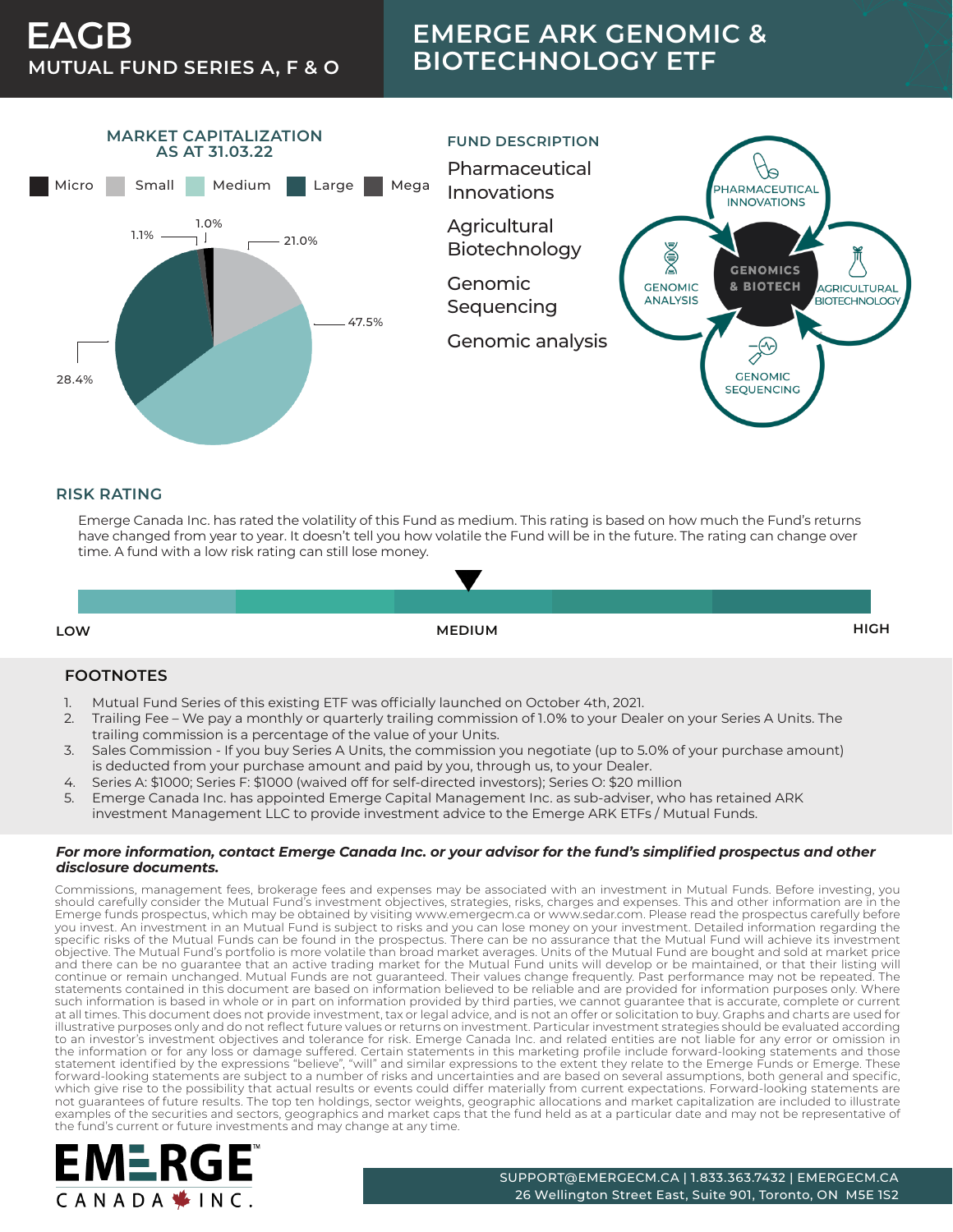# EAGB

## MUTUAL FUND SERIES A, F & O

# EMERGE ARK GENOMIC & BIOTECHNOLOGY ETF

### MARKET CAPITALIZATION AS AT 31.03.22

Micro Small Medium Large Mega

1.1%
1.0%
21.0%
47.5%
28.4%

### FUND DESCRIPTION

Pharmaceutical Innovations

Agricultural Biotechnology

Genomic Sequencing

Genomic analysis

PHARMACEUTICAL INNOVATIONS
GENOMIC ANALYSIS
GENOMICS & BIOTECH
AGRICULTURAL BIOTECHNOLOGY
GENOMIC SEQUENCING

### RISK RATING

Emerge Canada Inc. has rated the volatility of this Fund as medium. This rating is based on how much the Fund's returns have changed from year to year. It doesn't tell you how volatile the Fund will be in the future. The rating can change over time. A fund with a low risk rating can still lose money.

LOW MEDIUM HIGH

### FOOTNOTES

1. Mutual Fund Series of this existing ETF was officially launched on October 4th, 2021.
2. Trailing Fee – We pay a monthly or quarterly trailing commission of 1.0% to your Dealer on your Series A Units. The trailing commission is a percentage of the value of your Units.
3. Sales Commission - If you buy Series A Units, the commission you negotiate (up to 5.0% of your purchase amount) is deducted from your purchase amount and paid by you, through us, to your Dealer.
4. Series A: $1000; Series F: $1000 (waived off for self-directed investors); Series O: $20 million
5. Emerge Canada Inc. has appointed Emerge Capital Management Inc. as sub-adviser, who has retained ARK investment Management LLC to provide investment advice to the Emerge ARK ETFs / Mutual Funds.

***For more information, contact Emerge Canada Inc. or your advisor for the fund's simplified prospectus and other disclosure documents.***

Commissions, management fees, brokerage fees and expenses may be associated with an investment in Mutual Funds. Before investing, you should carefully consider the Mutual Fund's investment objectives, strategies, risks, charges and expenses. This and other information are in the Emerge funds prospectus, which may be obtained by visiting www.emergecm.ca or www.sedar.com. Please read the prospectus carefully before you invest. An investment in an Mutual Fund is subject to risks and you can lose money on your investment. Detailed information regarding the specific risks of the Mutual Funds can be found in the prospectus. There can be no assurance that the Mutual Fund will achieve its investment objective. The Mutual Fund's portfolio is more volatile than broad market averages. Units of the Mutual Fund are bought and sold at market price and there can be no guarantee that an active trading market for the Mutual Fund units will develop or be maintained, or that their listing will continue or remain unchanged. Mutual Funds are not guaranteed. Their values change frequently. Past performance may not be repeated. The statements contained in this document are based on information believed to be reliable and are provided for information purposes only. Where such information is based in whole or in part on information provided by third parties, we cannot guarantee that is accurate, complete or current at all times. This document does not provide investment, tax or legal advice, and is not an offer or solicitation to buy. Graphs and charts are used for illustrative purposes only and do not reflect future values or returns on investment. Particular investment strategies should be evaluated according to an investor's investment objectives and tolerance for risk. Emerge Canada Inc. and related entities are not liable for any error or omission in the information or for any loss or damage suffered. Certain statements in this marketing profile include forward-looking statements and those statement identified by the expressions "believe", "will" and similar expressions to the extent they relate to the Emerge Funds or Emerge. These forward-looking statements are subject to a number of risks and uncertainties and are based on several assumptions, both general and specific, which give rise to the possibility that actual results or events could differ materially from current expectations. Forward-looking statements are not guarantees of future results. The top ten holdings, sector weights, geographic allocations and market capitalization are included to illustrate examples of the securities and sectors, geographics and market caps that the fund held as at a particular date and may not be representative of the fund's current or future investments and may change at any time.

EMERGE CANADA INC.

SUPPORT@EMERGECM.CA | 1.833.363.7432 | EMERGECM.CA
26 Wellington Street East, Suite 901, Toronto, ON M5E 1S2